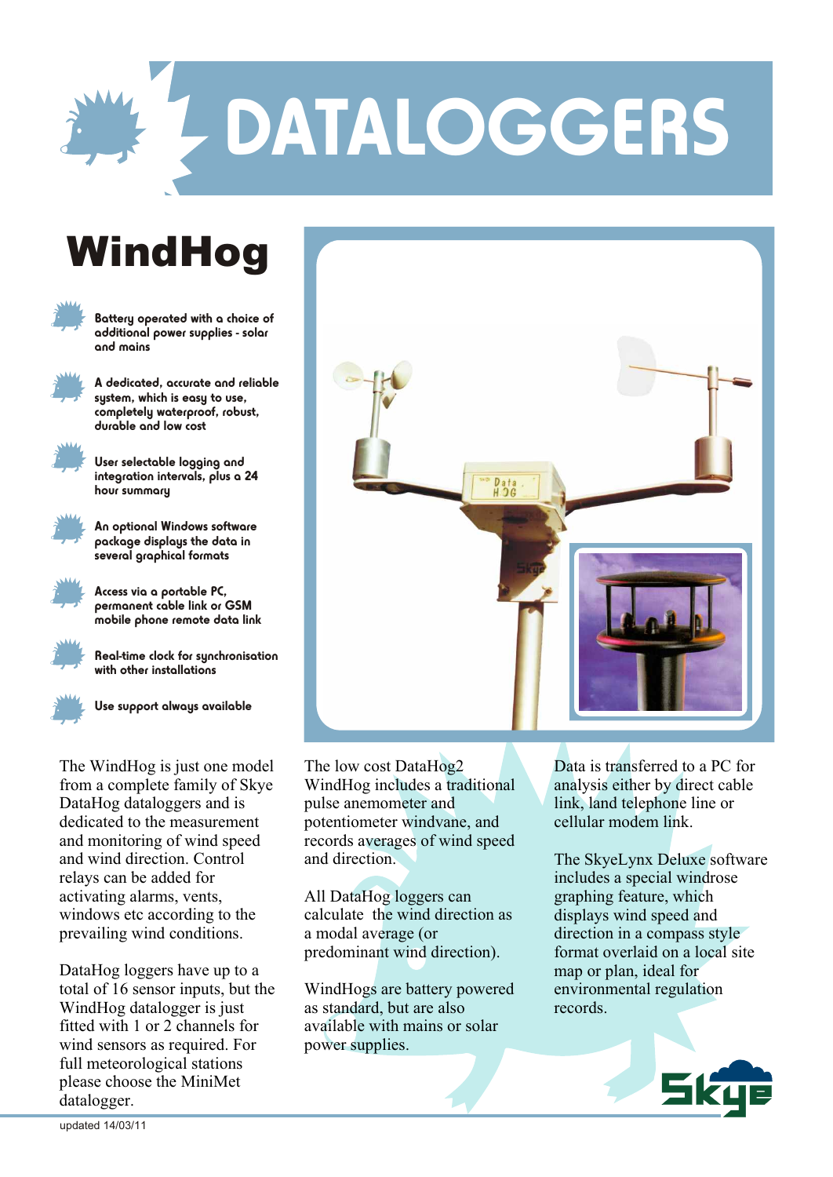# DATALOGGERS

## WindHog

- Battery operated with a choice of additional power supplies - solar and mains
- A dedicated, accurate and reliable system, which is easy to use, completely waterproof, robust, durable and low cost
- User selectable logging and integration intervals, plus a 24 hour summary
- An optional Windows software package displays the data in several graphical formats
- Access via a portable PC, permanent cable link or GSM mobile phone remote data link
- Real-time clock for synchronisation with other installations
- Use support always available

The WindHog is just one model from a complete family of Skye DataHog dataloggers and is dedicated to the measurement and monitoring of wind speed and wind direction. Control relays can be added for activating alarms, vents, windows etc according to the prevailing wind conditions.

DataHog loggers have up to a total of 16 sensor inputs, but the WindHog datalogger is just fitted with 1 or 2 channels for wind sensors as required. For full meteorological stations please choose the MiniMet datalogger.

The low cost DataHog2 WindHog includes a traditional pulse anemometer and potentiometer windvane, and records averages of wind speed and direction.

All DataHog loggers can calculate the wind direction as a modal average (or predominant wind direction).

WindHogs are battery powered as standard, but are also available with mains or solar power supplies.

Data is transferred to a PC for analysis either by direct cable link, land telephone line or cellular modem link.

The SkyeLynx Deluxe software includes a special windrose graphing feature, which displays wind speed and direction in a compass style format overlaid on a local site map or plan, ideal for environmental regulation records.

updated 14/03/11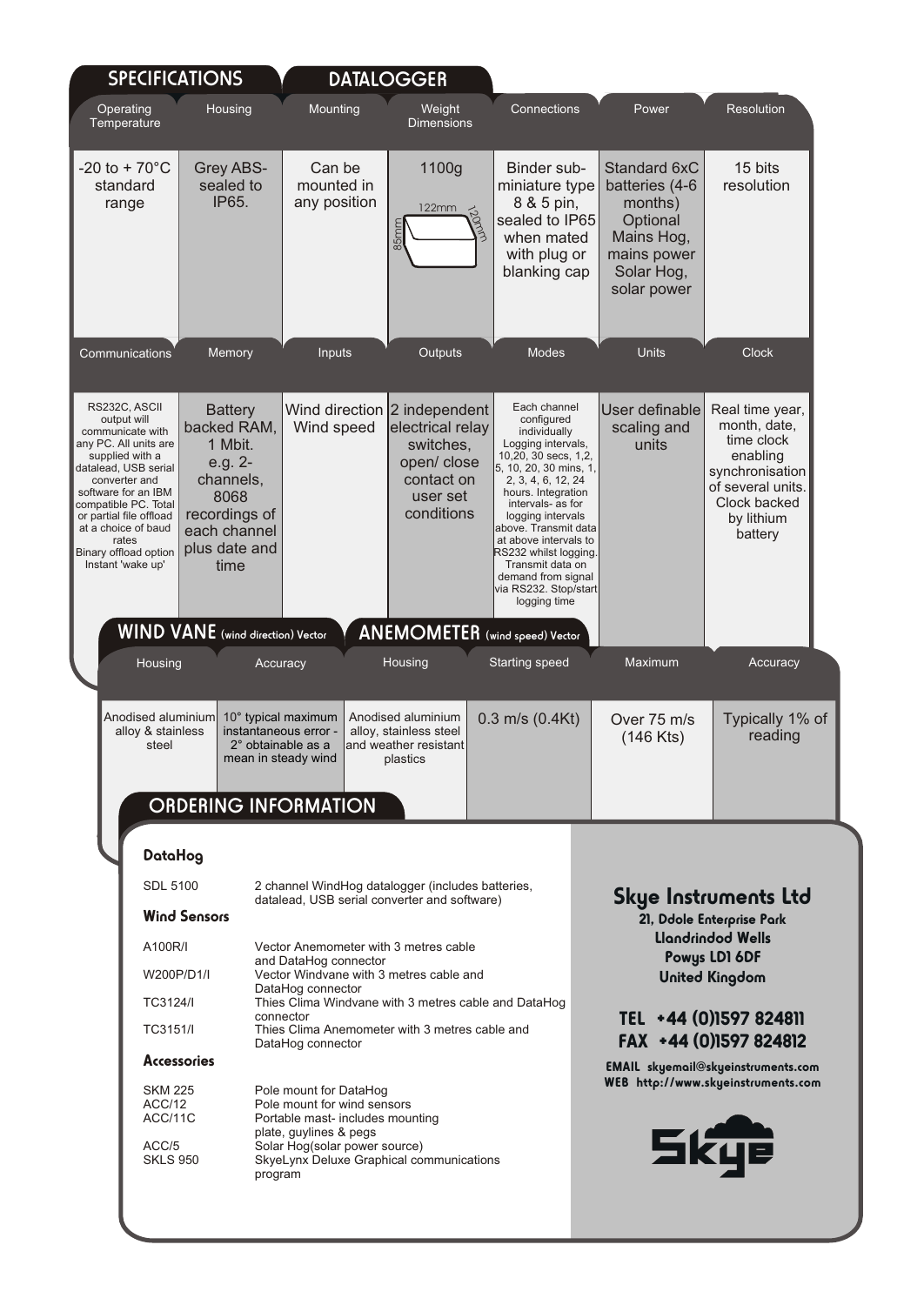# SPECIFICATIONS DATALOGGER

| Operating Temperature | Housing | Mounting | Weight Dimensions | Connections | Power | Resolution |
|---|---|---|---|---|---|---|
| -20 to + 70°C standard range | Grey ABS-sealed to IP65. | Can be mounted in any position | 1100g<br>122mm × 120mm × 85mm | Binder sub-miniature type 8 & 5 pin, sealed to IP65 when mated with plug or blanking cap | Standard 6xC batteries (4-6 months) Optional Mains Hog, mains power Solar Hog, solar power | 15 bits resolution |

| Communications | Memory | Inputs | Outputs | Modes | Units | Clock |
|---|---|---|---|---|---|---|
| RS232C, ASCII output will communicate with any PC. All units are supplied with a datalead, USB serial converter and software for an IBM compatible PC. Total or partial file offload at a choice of baud rates Binary offload option Instant 'wake up' | Battery backed RAM, 1 Mbit. e.g. 2-channels, 8068 recordings of each channel plus date and time | Wind direction Wind speed | 2 independent electrical relay switches, open/ close contact on user set conditions | Each channel configured individually Logging intervals, 10,20, 30 secs, 1,2, 5, 10, 20, 30 mins, 1, 2, 3, 4, 6, 12, 24 hours. Integration intervals- as for logging intervals above. Transmit data at above intervals to RS232 whilst logging. Transmit data on demand from signal via RS232. Stop/start logging time | User definable scaling and units | Real time year, month, date, time clock enabling synchronisation of several units. Clock backed by lithium battery |

## WIND VANE (wind direction) Vector / ANEMOMETER (wind speed) Vector

| Wind Vane Housing | Wind Vane Accuracy | Anemometer Housing | Starting speed | Maximum | Accuracy |
|---|---|---|---|---|---|
| Anodised aluminium alloy & stainless steel | 10° typical maximum instantaneous error - 2° obtainable as a mean in steady wind | Anodised aluminium alloy, stainless steel and weather resistant plastics | 0.3 m/s (0.4Kt) | Over 75 m/s (146 Kts) | Typically 1% of reading |

## ORDERING INFORMATION

### DataHog

| | |
|---|---|
| SDL 5100 | 2 channel WindHog datalogger (includes batteries, datalead, USB serial converter and software) |

### Wind Sensors

| | |
|---|---|
| A100R/I | Vector Anemometer with 3 metres cable and DataHog connector |
| W200P/D1/I | Vector Windvane with 3 metres cable and DataHog connector |
| TC3124/I | Thies Clima Windvane with 3 metres cable and DataHog connector |
| TC3151/I | Thies Clima Anemometer with 3 metres cable and DataHog connector |

### Accessories

| | |
|---|---|
| SKM 225 | Pole mount for DataHog |
| ACC/12 | Pole mount for wind sensors |
| ACC/11C | Portable mast- includes mounting plate, guylines & pegs |
| ACC/5 | Solar Hog(solar power source) |
| SKLS 950 | SkyeLynx Deluxe Graphical communications program |

**Skye Instruments Ltd**
21, Ddole Enterprise Park
Llandrindod Wells
Powys LD1 6DF
United Kingdom

TEL +44 (0)1597 824811
FAX +44 (0)1597 824812

EMAIL skyemail@skyeinstruments.com
WEB http://www.skyeinstruments.com

Skye